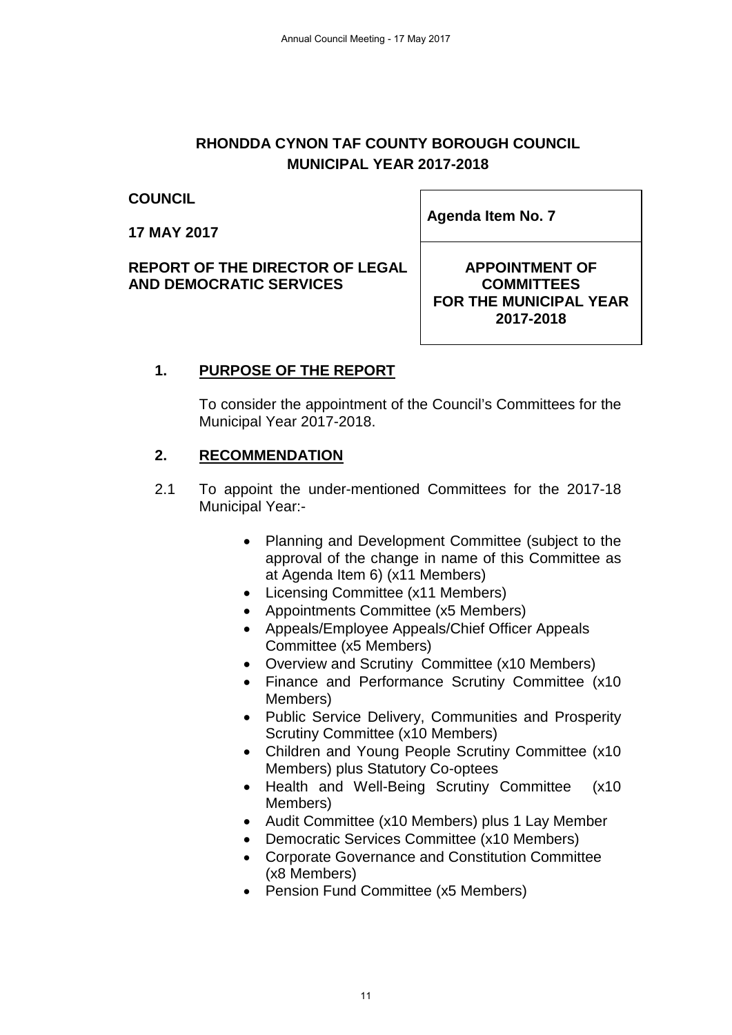# RHONDDA CYNON TAF COUNTY BOROUGH COUNCIL
## MUNICIPAL YEAR 2017-2018

**COUNCIL**

**17 MAY 2017**

**REPORT OF THE DIRECTOR OF LEGAL AND DEMOCRATIC SERVICES**

| **Agenda Item No. 7** |
|---|
| **APPOINTMENT OF COMMITTEES FOR THE MUNICIPAL YEAR 2017-2018** |

## 1. PURPOSE OF THE REPORT

To consider the appointment of the Council's Committees for the Municipal Year 2017-2018.

## 2. RECOMMENDATION

2.1 To appoint the under-mentioned Committees for the 2017-18 Municipal Year:-

- Planning and Development Committee (subject to the approval of the change in name of this Committee as at Agenda Item 6) (x11 Members)
- Licensing Committee (x11 Members)
- Appointments Committee (x5 Members)
- Appeals/Employee Appeals/Chief Officer Appeals Committee (x5 Members)
- Overview and Scrutiny Committee (x10 Members)
- Finance and Performance Scrutiny Committee (x10 Members)
- Public Service Delivery, Communities and Prosperity Scrutiny Committee (x10 Members)
- Children and Young People Scrutiny Committee (x10 Members) plus Statutory Co-optees
- Health and Well-Being Scrutiny Committee (x10 Members)
- Audit Committee (x10 Members) plus 1 Lay Member
- Democratic Services Committee (x10 Members)
- Corporate Governance and Constitution Committee (x8 Members)
- Pension Fund Committee (x5 Members)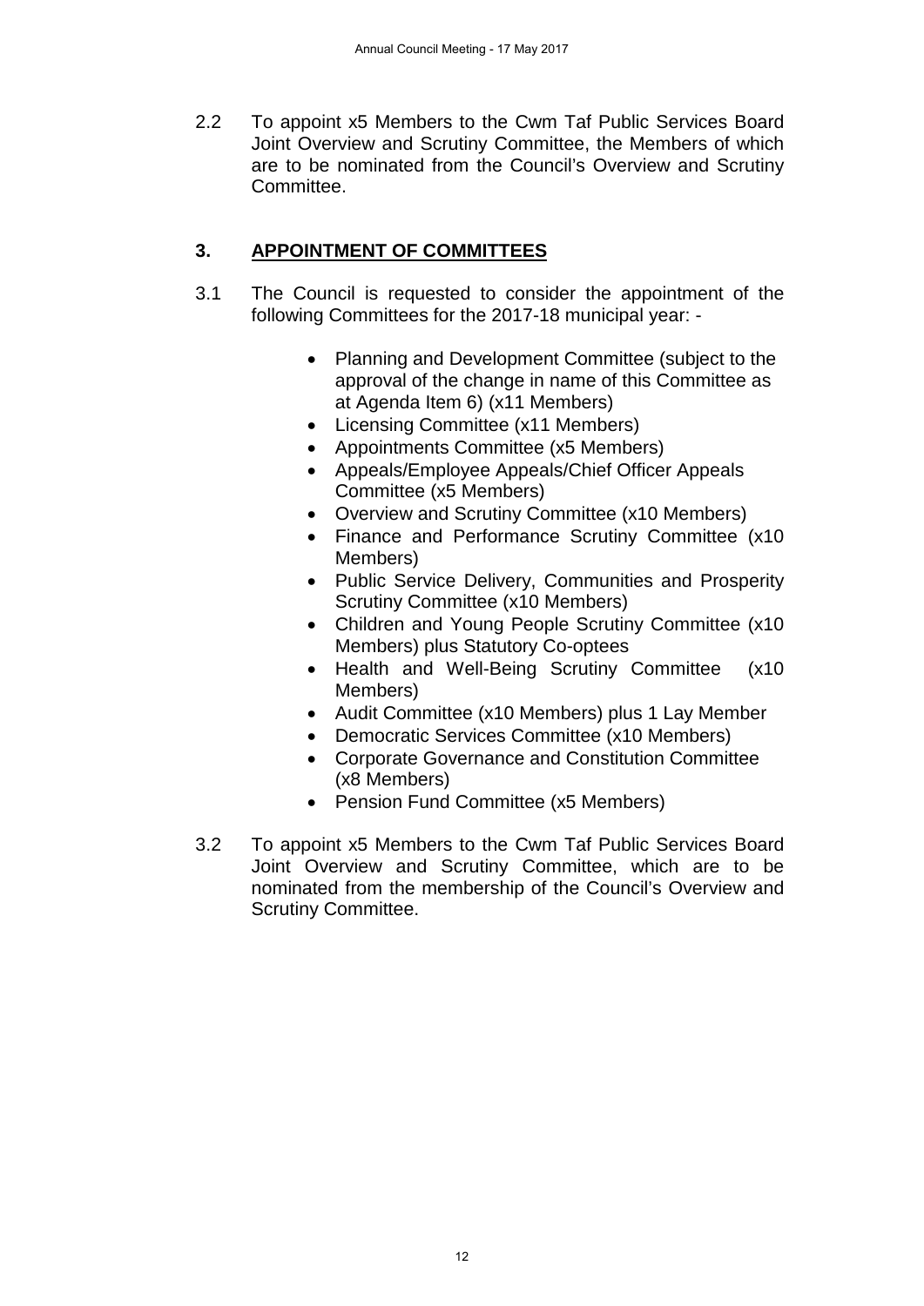2.2 To appoint x5 Members to the Cwm Taf Public Services Board Joint Overview and Scrutiny Committee, the Members of which are to be nominated from the Council's Overview and Scrutiny Committee.

## 3. APPOINTMENT OF COMMITTEES

3.1 The Council is requested to consider the appointment of the following Committees for the 2017-18 municipal year: -

- Planning and Development Committee (subject to the approval of the change in name of this Committee as at Agenda Item 6) (x11 Members)
- Licensing Committee (x11 Members)
- Appointments Committee (x5 Members)
- Appeals/Employee Appeals/Chief Officer Appeals Committee (x5 Members)
- Overview and Scrutiny Committee (x10 Members)
- Finance and Performance Scrutiny Committee (x10 Members)
- Public Service Delivery, Communities and Prosperity Scrutiny Committee (x10 Members)
- Children and Young People Scrutiny Committee (x10 Members) plus Statutory Co-optees
- Health and Well-Being Scrutiny Committee (x10 Members)
- Audit Committee (x10 Members) plus 1 Lay Member
- Democratic Services Committee (x10 Members)
- Corporate Governance and Constitution Committee (x8 Members)
- Pension Fund Committee (x5 Members)

3.2 To appoint x5 Members to the Cwm Taf Public Services Board Joint Overview and Scrutiny Committee, which are to be nominated from the membership of the Council's Overview and Scrutiny Committee.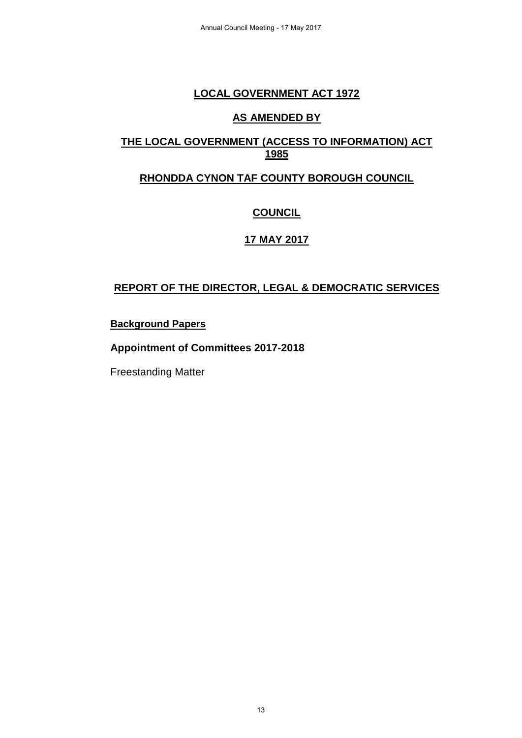# LOCAL GOVERNMENT ACT 1972

## AS AMENDED BY

## THE LOCAL GOVERNMENT (ACCESS TO INFORMATION) ACT 1985

## RHONDDA CYNON TAF COUNTY BOROUGH COUNCIL

## COUNCIL

## 17 MAY 2017

## REPORT OF THE DIRECTOR, LEGAL & DEMOCRATIC SERVICES

**Background Papers**

**Appointment of Committees 2017-2018**

Freestanding Matter